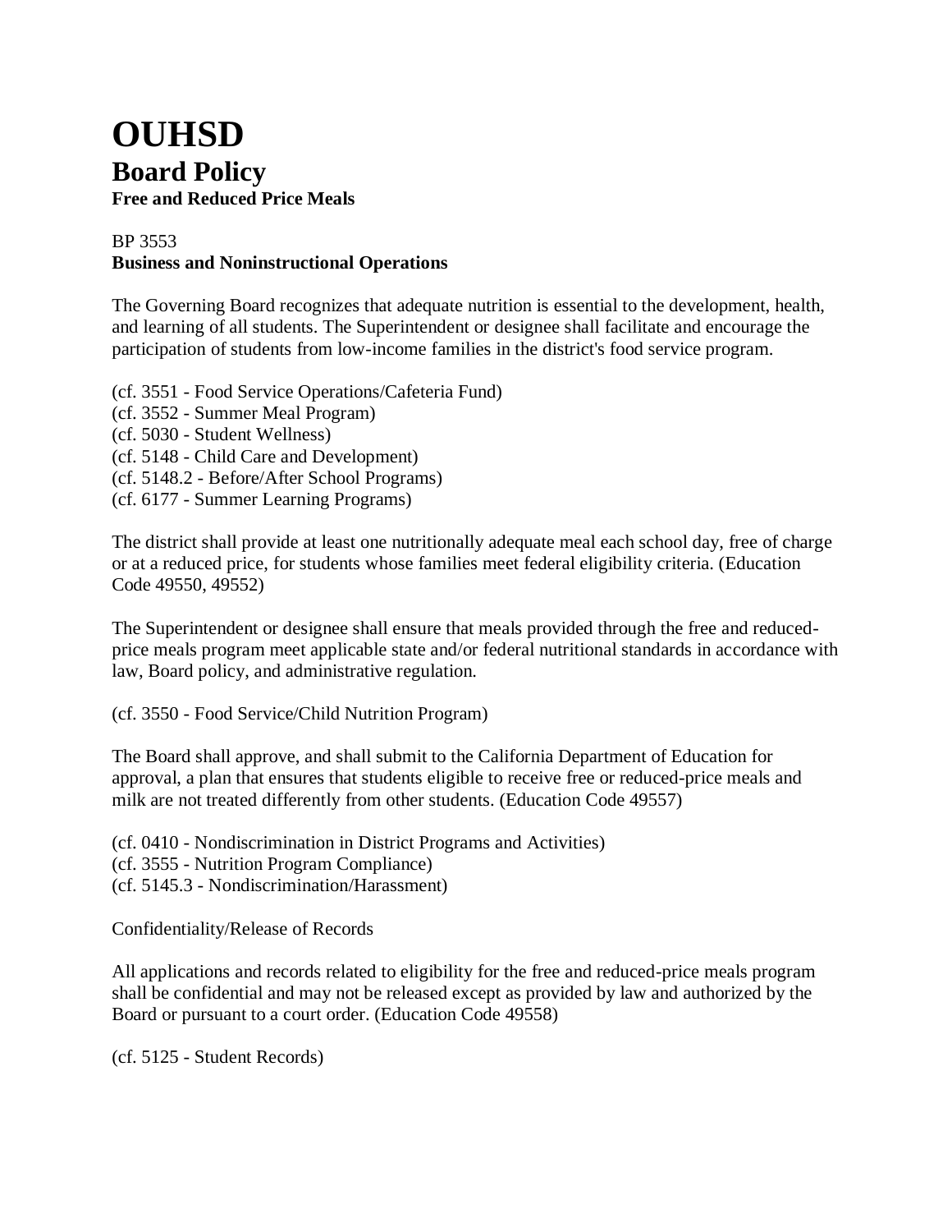# OUHSD

## Board Policy

**Free and Reduced Price Meals**

BP 3553
**Business and Noninstructional Operations**

The Governing Board recognizes that adequate nutrition is essential to the development, health, and learning of all students. The Superintendent or designee shall facilitate and encourage the participation of students from low-income families in the district's food service program.

(cf. 3551 - Food Service Operations/Cafeteria Fund)
(cf. 3552 - Summer Meal Program)
(cf. 5030 - Student Wellness)
(cf. 5148 - Child Care and Development)
(cf. 5148.2 - Before/After School Programs)
(cf. 6177 - Summer Learning Programs)

The district shall provide at least one nutritionally adequate meal each school day, free of charge or at a reduced price, for students whose families meet federal eligibility criteria. (Education Code 49550, 49552)

The Superintendent or designee shall ensure that meals provided through the free and reduced-price meals program meet applicable state and/or federal nutritional standards in accordance with law, Board policy, and administrative regulation.

(cf. 3550 - Food Service/Child Nutrition Program)

The Board shall approve, and shall submit to the California Department of Education for approval, a plan that ensures that students eligible to receive free or reduced-price meals and milk are not treated differently from other students. (Education Code 49557)

(cf. 0410 - Nondiscrimination in District Programs and Activities)
(cf. 3555 - Nutrition Program Compliance)
(cf. 5145.3 - Nondiscrimination/Harassment)

Confidentiality/Release of Records

All applications and records related to eligibility for the free and reduced-price meals program shall be confidential and may not be released except as provided by law and authorized by the Board or pursuant to a court order. (Education Code 49558)

(cf. 5125 - Student Records)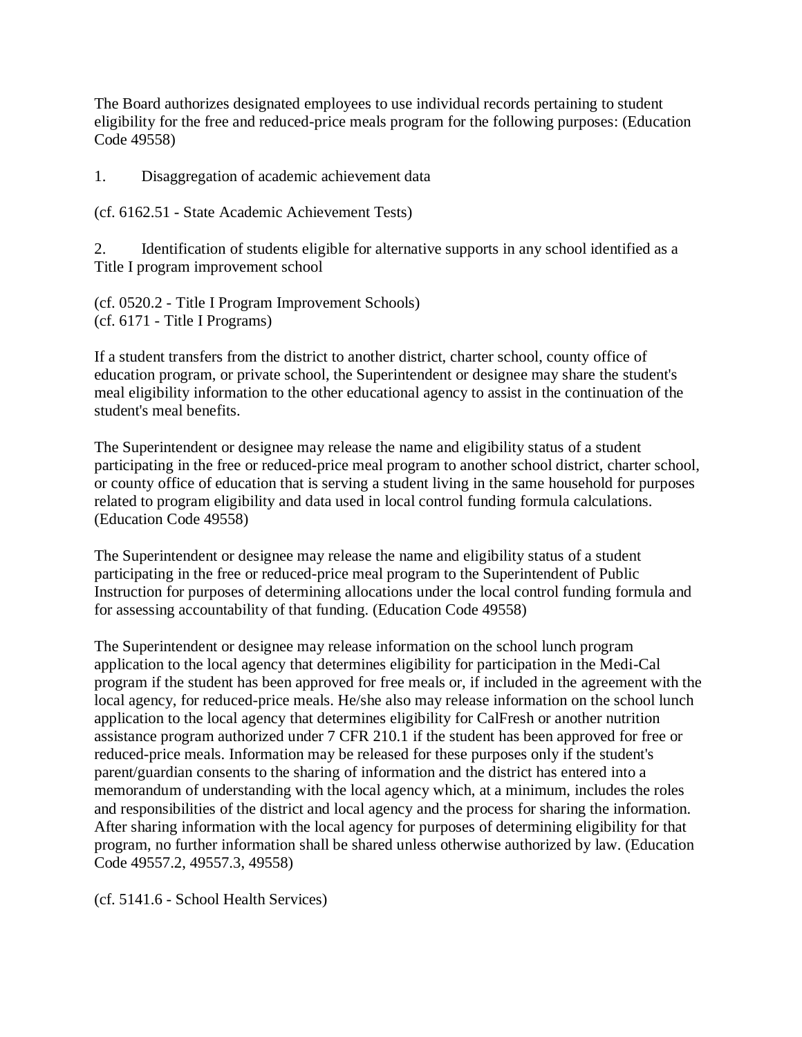The Board authorizes designated employees to use individual records pertaining to student eligibility for the free and reduced-price meals program for the following purposes: (Education Code 49558)

1. Disaggregation of academic achievement data

(cf. 6162.51 - State Academic Achievement Tests)

2. Identification of students eligible for alternative supports in any school identified as a Title I program improvement school

(cf. 0520.2 - Title I Program Improvement Schools)
(cf. 6171 - Title I Programs)

If a student transfers from the district to another district, charter school, county office of education program, or private school, the Superintendent or designee may share the student's meal eligibility information to the other educational agency to assist in the continuation of the student's meal benefits.

The Superintendent or designee may release the name and eligibility status of a student participating in the free or reduced-price meal program to another school district, charter school, or county office of education that is serving a student living in the same household for purposes related to program eligibility and data used in local control funding formula calculations. (Education Code 49558)

The Superintendent or designee may release the name and eligibility status of a student participating in the free or reduced-price meal program to the Superintendent of Public Instruction for purposes of determining allocations under the local control funding formula and for assessing accountability of that funding. (Education Code 49558)

The Superintendent or designee may release information on the school lunch program application to the local agency that determines eligibility for participation in the Medi-Cal program if the student has been approved for free meals or, if included in the agreement with the local agency, for reduced-price meals. He/she also may release information on the school lunch application to the local agency that determines eligibility for CalFresh or another nutrition assistance program authorized under 7 CFR 210.1 if the student has been approved for free or reduced-price meals. Information may be released for these purposes only if the student's parent/guardian consents to the sharing of information and the district has entered into a memorandum of understanding with the local agency which, at a minimum, includes the roles and responsibilities of the district and local agency and the process for sharing the information. After sharing information with the local agency for purposes of determining eligibility for that program, no further information shall be shared unless otherwise authorized by law. (Education Code 49557.2, 49557.3, 49558)

(cf. 5141.6 - School Health Services)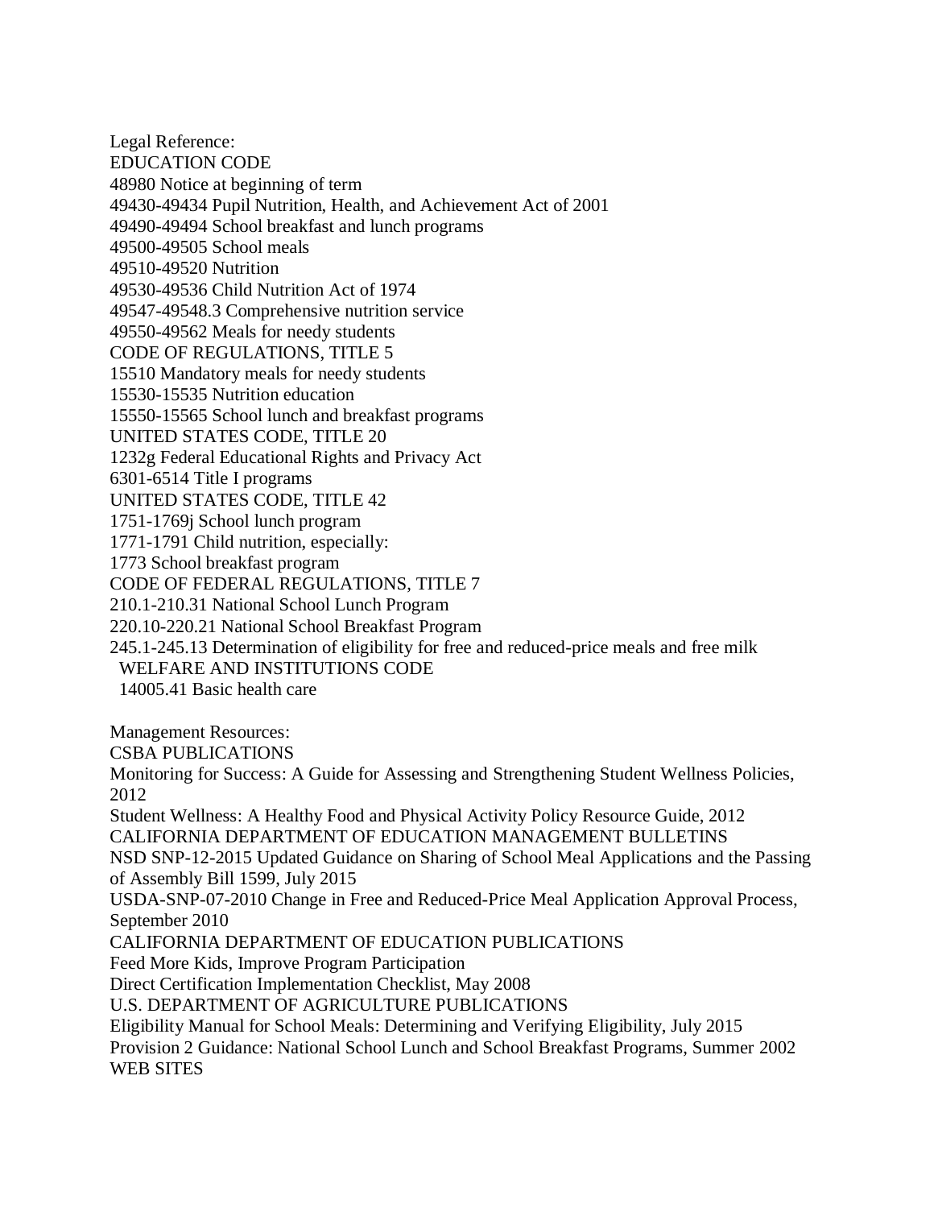Legal Reference:

EDUCATION CODE

48980 Notice at beginning of term

49430-49434 Pupil Nutrition, Health, and Achievement Act of 2001

49490-49494 School breakfast and lunch programs

49500-49505 School meals

49510-49520 Nutrition

49530-49536 Child Nutrition Act of 1974

49547-49548.3 Comprehensive nutrition service

49550-49562 Meals for needy students

CODE OF REGULATIONS, TITLE 5

15510 Mandatory meals for needy students

15530-15535 Nutrition education

15550-15565 School lunch and breakfast programs

UNITED STATES CODE, TITLE 20

1232g Federal Educational Rights and Privacy Act

6301-6514 Title I programs

UNITED STATES CODE, TITLE 42

1751-1769j School lunch program

1771-1791 Child nutrition, especially:

1773 School breakfast program

CODE OF FEDERAL REGULATIONS, TITLE 7

210.1-210.31 National School Lunch Program

220.10-220.21 National School Breakfast Program

245.1-245.13 Determination of eligibility for free and reduced-price meals and free milk

WELFARE AND INSTITUTIONS CODE

14005.41 Basic health care

Management Resources:

CSBA PUBLICATIONS

Monitoring for Success: A Guide for Assessing and Strengthening Student Wellness Policies, 2012

Student Wellness: A Healthy Food and Physical Activity Policy Resource Guide, 2012

CALIFORNIA DEPARTMENT OF EDUCATION MANAGEMENT BULLETINS

NSD SNP-12-2015 Updated Guidance on Sharing of School Meal Applications and the Passing of Assembly Bill 1599, July 2015

USDA-SNP-07-2010 Change in Free and Reduced-Price Meal Application Approval Process, September 2010

CALIFORNIA DEPARTMENT OF EDUCATION PUBLICATIONS

Feed More Kids, Improve Program Participation

Direct Certification Implementation Checklist, May 2008

U.S. DEPARTMENT OF AGRICULTURE PUBLICATIONS

Eligibility Manual for School Meals: Determining and Verifying Eligibility, July 2015

Provision 2 Guidance: National School Lunch and School Breakfast Programs, Summer 2002

WEB SITES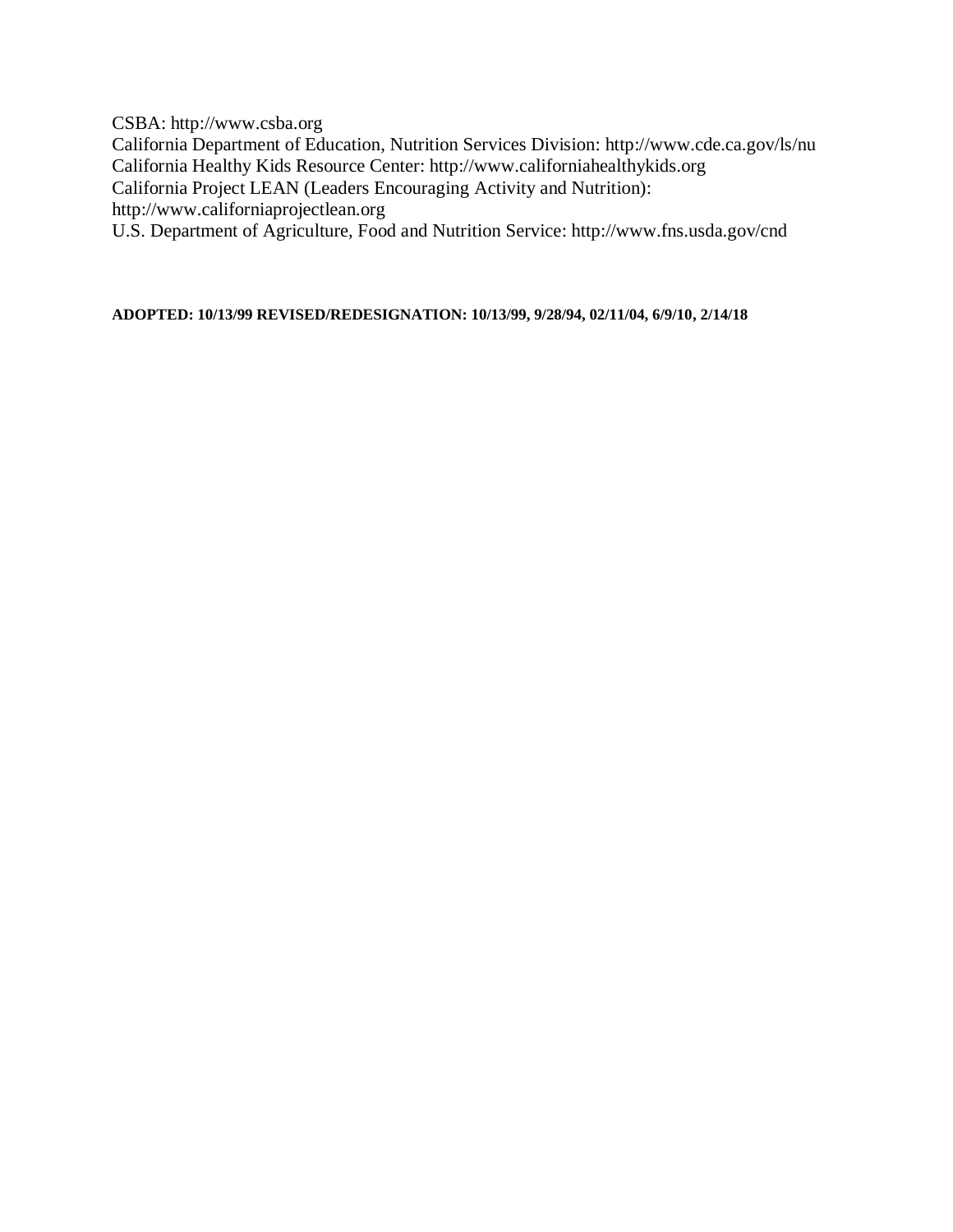CSBA: http://www.csba.org
California Department of Education, Nutrition Services Division: http://www.cde.ca.gov/ls/nu
California Healthy Kids Resource Center: http://www.californiahealthykids.org
California Project LEAN (Leaders Encouraging Activity and Nutrition):
http://www.californiaprojectlean.org
U.S. Department of Agriculture, Food and Nutrition Service: http://www.fns.usda.gov/cnd

**ADOPTED: 10/13/99 REVISED/REDESIGNATION: 10/13/99, 9/28/94, 02/11/04, 6/9/10, 2/14/18**